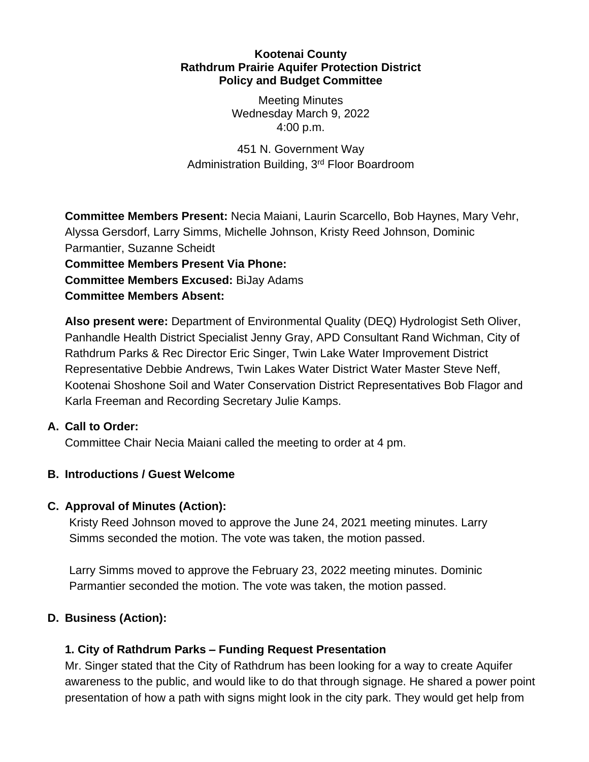**Kootenai County**
**Rathdrum Prairie Aquifer Protection District**
**Policy and Budget Committee**

Meeting Minutes
Wednesday March 9, 2022
4:00 p.m.

451 N. Government Way
Administration Building, 3rd Floor Boardroom

**Committee Members Present:** Necia Maiani, Laurin Scarcello, Bob Haynes, Mary Vehr, Alyssa Gersdorf, Larry Simms, Michelle Johnson, Kristy Reed Johnson, Dominic Parmantier, Suzanne Scheidt
**Committee Members Present Via Phone:**
**Committee Members Excused:** BiJay Adams
**Committee Members Absent:**

**Also present were:** Department of Environmental Quality (DEQ) Hydrologist Seth Oliver, Panhandle Health District Specialist Jenny Gray, APD Consultant Rand Wichman, City of Rathdrum Parks & Rec Director Eric Singer, Twin Lake Water Improvement District Representative Debbie Andrews, Twin Lakes Water District Water Master Steve Neff, Kootenai Shoshone Soil and Water Conservation District Representatives Bob Flagor and Karla Freeman and Recording Secretary Julie Kamps.

**A. Call to Order:**
Committee Chair Necia Maiani called the meeting to order at 4 pm.

**B. Introductions / Guest Welcome**

**C. Approval of Minutes (Action):**
Kristy Reed Johnson moved to approve the June 24, 2021 meeting minutes. Larry Simms seconded the motion. The vote was taken, the motion passed.

Larry Simms moved to approve the February 23, 2022 meeting minutes. Dominic Parmantier seconded the motion. The vote was taken, the motion passed.

**D. Business (Action):**

**1. City of Rathdrum Parks – Funding Request Presentation**
Mr. Singer stated that the City of Rathdrum has been looking for a way to create Aquifer awareness to the public, and would like to do that through signage. He shared a power point presentation of how a path with signs might look in the city park. They would get help from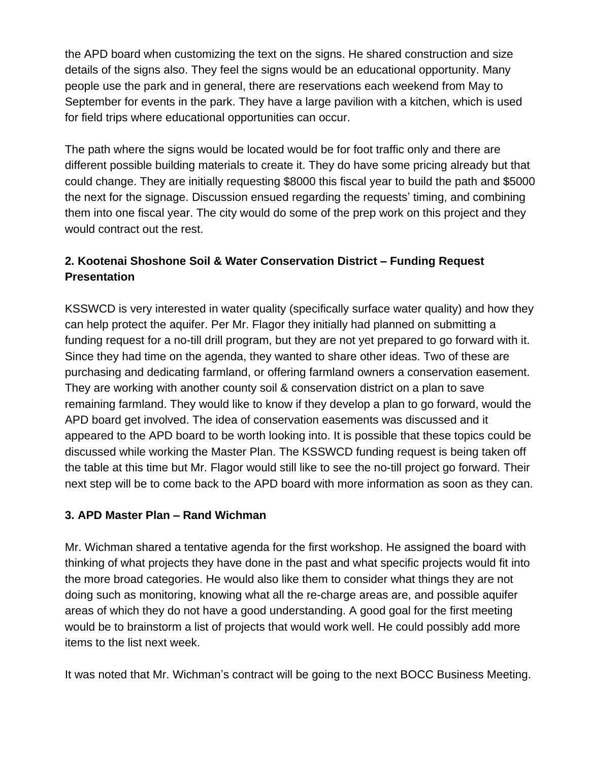the APD board when customizing the text on the signs. He shared construction and size details of the signs also. They feel the signs would be an educational opportunity. Many people use the park and in general, there are reservations each weekend from May to September for events in the park. They have a large pavilion with a kitchen, which is used for field trips where educational opportunities can occur.

The path where the signs would be located would be for foot traffic only and there are different possible building materials to create it. They do have some pricing already but that could change. They are initially requesting $8000 this fiscal year to build the path and $5000 the next for the signage. Discussion ensued regarding the requests' timing, and combining them into one fiscal year. The city would do some of the prep work on this project and they would contract out the rest.

### 2. Kootenai Shoshone Soil & Water Conservation District – Funding Request Presentation

KSSWCD is very interested in water quality (specifically surface water quality) and how they can help protect the aquifer. Per Mr. Flagor they initially had planned on submitting a funding request for a no-till drill program, but they are not yet prepared to go forward with it. Since they had time on the agenda, they wanted to share other ideas. Two of these are purchasing and dedicating farmland, or offering farmland owners a conservation easement. They are working with another county soil & conservation district on a plan to save remaining farmland. They would like to know if they develop a plan to go forward, would the APD board get involved. The idea of conservation easements was discussed and it appeared to the APD board to be worth looking into. It is possible that these topics could be discussed while working the Master Plan. The KSSWCD funding request is being taken off the table at this time but Mr. Flagor would still like to see the no-till project go forward. Their next step will be to come back to the APD board with more information as soon as they can.

### 3. APD Master Plan – Rand Wichman

Mr. Wichman shared a tentative agenda for the first workshop. He assigned the board with thinking of what projects they have done in the past and what specific projects would fit into the more broad categories. He would also like them to consider what things they are not doing such as monitoring, knowing what all the re-charge areas are, and possible aquifer areas of which they do not have a good understanding. A good goal for the first meeting would be to brainstorm a list of projects that would work well. He could possibly add more items to the list next week.

It was noted that Mr. Wichman's contract will be going to the next BOCC Business Meeting.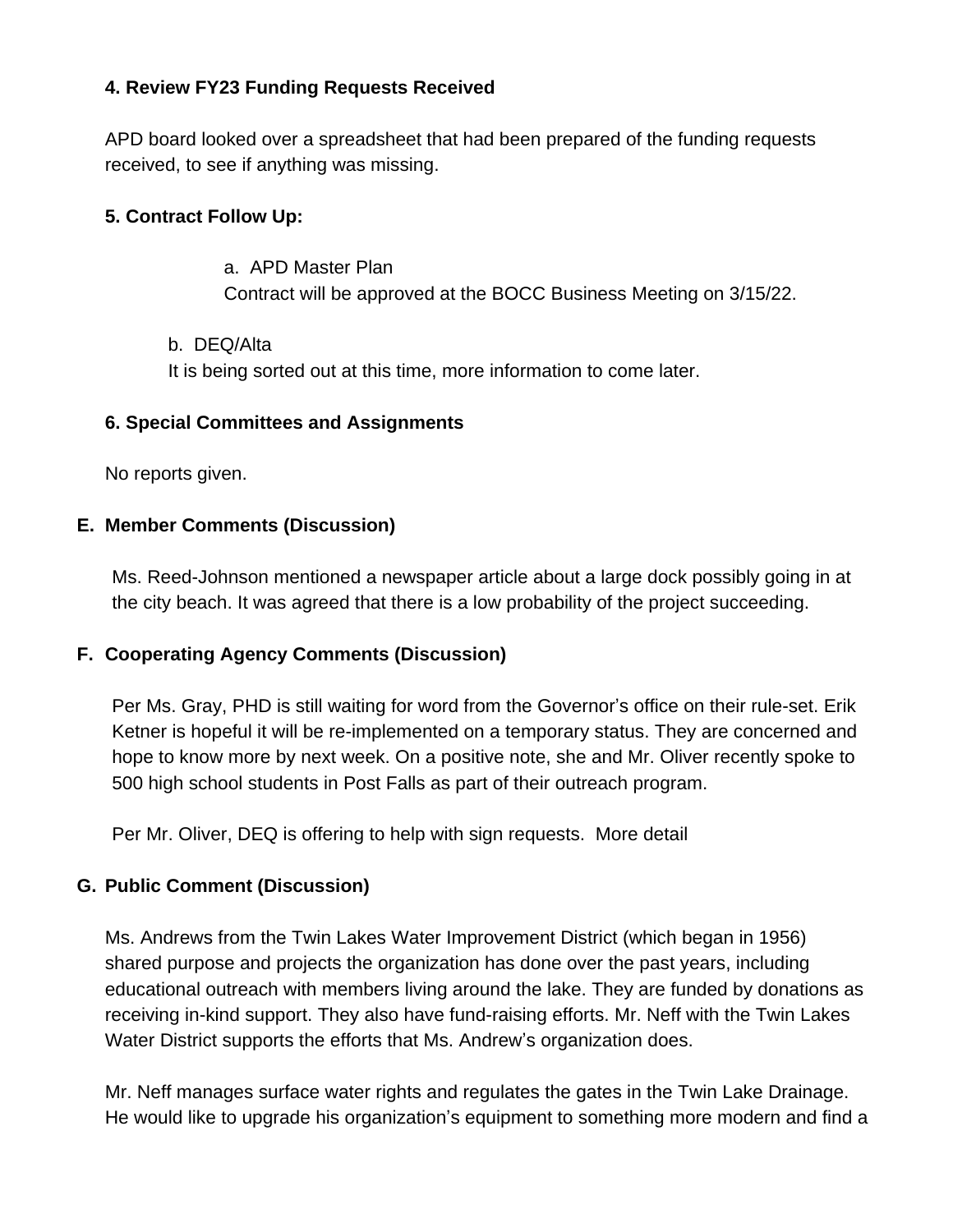**4. Review FY23 Funding Requests Received**

APD board looked over a spreadsheet that had been prepared of the funding requests received, to see if anything was missing.

**5. Contract Follow Up:**

a. APD Master Plan
Contract will be approved at the BOCC Business Meeting on 3/15/22.

b. DEQ/Alta
It is being sorted out at this time, more information to come later.

**6. Special Committees and Assignments**

No reports given.

**E. Member Comments (Discussion)**

Ms. Reed-Johnson mentioned a newspaper article about a large dock possibly going in at the city beach. It was agreed that there is a low probability of the project succeeding.

**F. Cooperating Agency Comments (Discussion)**

Per Ms. Gray, PHD is still waiting for word from the Governor's office on their rule-set. Erik Ketner is hopeful it will be re-implemented on a temporary status. They are concerned and hope to know more by next week. On a positive note, she and Mr. Oliver recently spoke to 500 high school students in Post Falls as part of their outreach program.

Per Mr. Oliver, DEQ is offering to help with sign requests. More detail

**G. Public Comment (Discussion)**

Ms. Andrews from the Twin Lakes Water Improvement District (which began in 1956) shared purpose and projects the organization has done over the past years, including educational outreach with members living around the lake. They are funded by donations as receiving in-kind support. They also have fund-raising efforts. Mr. Neff with the Twin Lakes Water District supports the efforts that Ms. Andrew's organization does.

Mr. Neff manages surface water rights and regulates the gates in the Twin Lake Drainage. He would like to upgrade his organization's equipment to something more modern and find a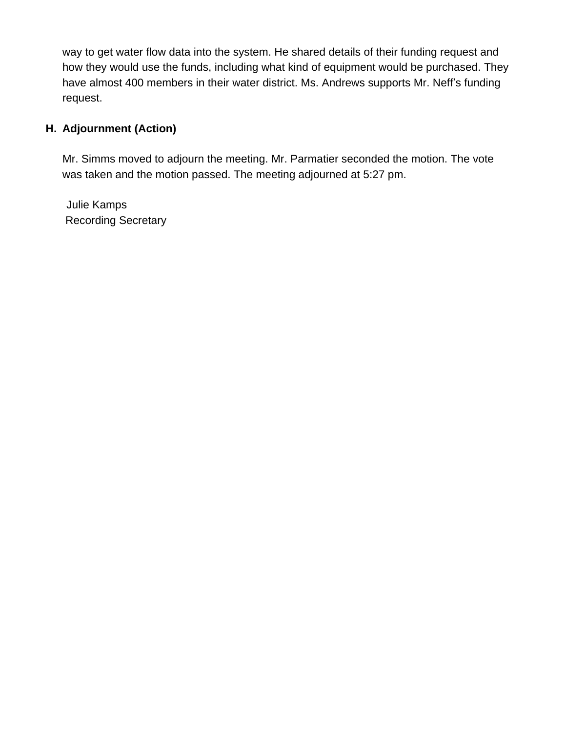way to get water flow data into the system. He shared details of their funding request and how they would use the funds, including what kind of equipment would be purchased. They have almost 400 members in their water district. Ms. Andrews supports Mr. Neff's funding request.

**H. Adjournment (Action)**

Mr. Simms moved to adjourn the meeting. Mr. Parmatier seconded the motion. The vote was taken and the motion passed. The meeting adjourned at 5:27 pm.

Julie Kamps  
Recording Secretary